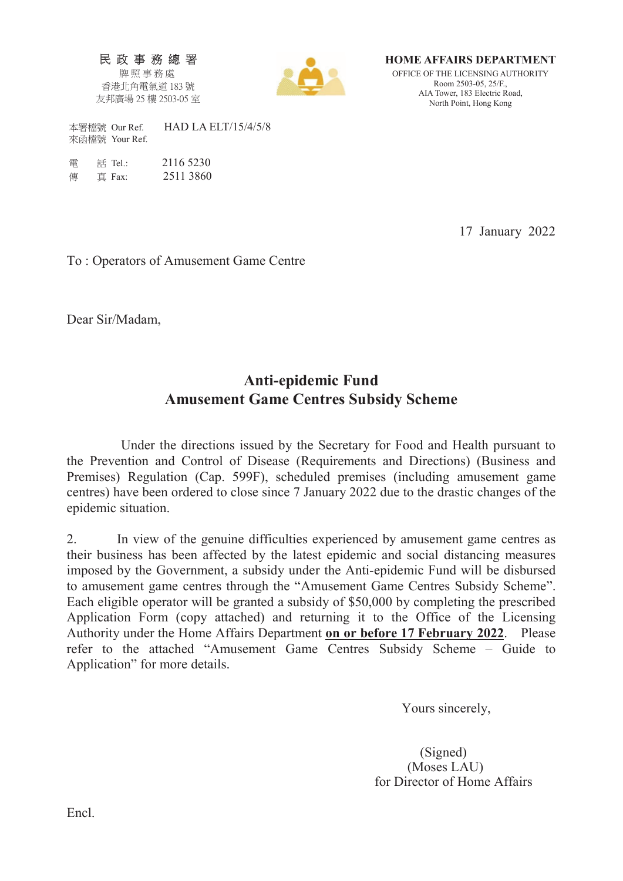民政事務總署
牌照事務處
香港北角電氣道 183 號
友邦廣場 25 樓 2503-05 室

**HOME AFFAIRS DEPARTMENT**
OFFICE OF THE LICENSING AUTHORITY
Room 2503-05, 25/F.,
AIA Tower, 183 Electric Road,
North Point, Hong Kong

本署檔號 Our Ref. HAD LA ELT/15/4/5/8
來函檔號 Your Ref.

電 話 Tel.: 2116 5230
傳 真 Fax: 2511 3860

17 January 2022

To : Operators of Amusement Game Centre

Dear Sir/Madam,

## Anti-epidemic Fund
## Amusement Game Centres Subsidy Scheme

Under the directions issued by the Secretary for Food and Health pursuant to the Prevention and Control of Disease (Requirements and Directions) (Business and Premises) Regulation (Cap. 599F), scheduled premises (including amusement game centres) have been ordered to close since 7 January 2022 due to the drastic changes of the epidemic situation.

2. In view of the genuine difficulties experienced by amusement game centres as their business has been affected by the latest epidemic and social distancing measures imposed by the Government, a subsidy under the Anti-epidemic Fund will be disbursed to amusement game centres through the "Amusement Game Centres Subsidy Scheme". Each eligible operator will be granted a subsidy of $50,000 by completing the prescribed Application Form (copy attached) and returning it to the Office of the Licensing Authority under the Home Affairs Department **on or before 17 February 2022**. Please refer to the attached "Amusement Game Centres Subsidy Scheme – Guide to Application" for more details.

Yours sincerely,

(Signed)
(Moses LAU)
for Director of Home Affairs

Encl.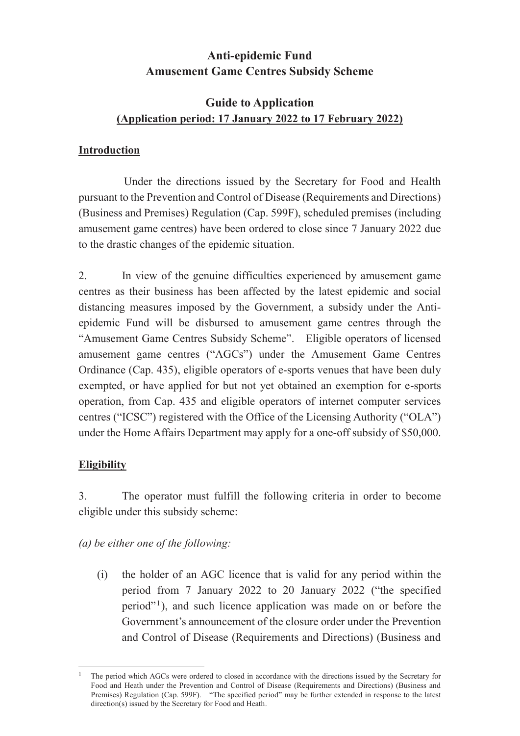# Anti-epidemic Fund
# Amusement Game Centres Subsidy Scheme

## Guide to Application
## (Application period: 17 January 2022 to 17 February 2022)

### Introduction

Under the directions issued by the Secretary for Food and Health pursuant to the Prevention and Control of Disease (Requirements and Directions) (Business and Premises) Regulation (Cap. 599F), scheduled premises (including amusement game centres) have been ordered to close since 7 January 2022 due to the drastic changes of the epidemic situation.

2. In view of the genuine difficulties experienced by amusement game centres as their business has been affected by the latest epidemic and social distancing measures imposed by the Government, a subsidy under the Anti-epidemic Fund will be disbursed to amusement game centres through the "Amusement Game Centres Subsidy Scheme". Eligible operators of licensed amusement game centres ("AGCs") under the Amusement Game Centres Ordinance (Cap. 435), eligible operators of e-sports venues that have been duly exempted, or have applied for but not yet obtained an exemption for e-sports operation, from Cap. 435 and eligible operators of internet computer services centres ("ICSC") registered with the Office of the Licensing Authority ("OLA") under the Home Affairs Department may apply for a one-off subsidy of $50,000.

### Eligibility

3. The operator must fulfill the following criteria in order to become eligible under this subsidy scheme:

*(a) be either one of the following:*

(i) the holder of an AGC licence that is valid for any period within the period from 7 January 2022 to 20 January 2022 ("the specified period"[1]), and such licence application was made on or before the Government's announcement of the closure order under the Prevention and Control of Disease (Requirements and Directions) (Business and

[1] The period which AGCs were ordered to closed in accordance with the directions issued by the Secretary for Food and Heath under the Prevention and Control of Disease (Requirements and Directions) (Business and Premises) Regulation (Cap. 599F). "The specified period" may be further extended in response to the latest direction(s) issued by the Secretary for Food and Heath.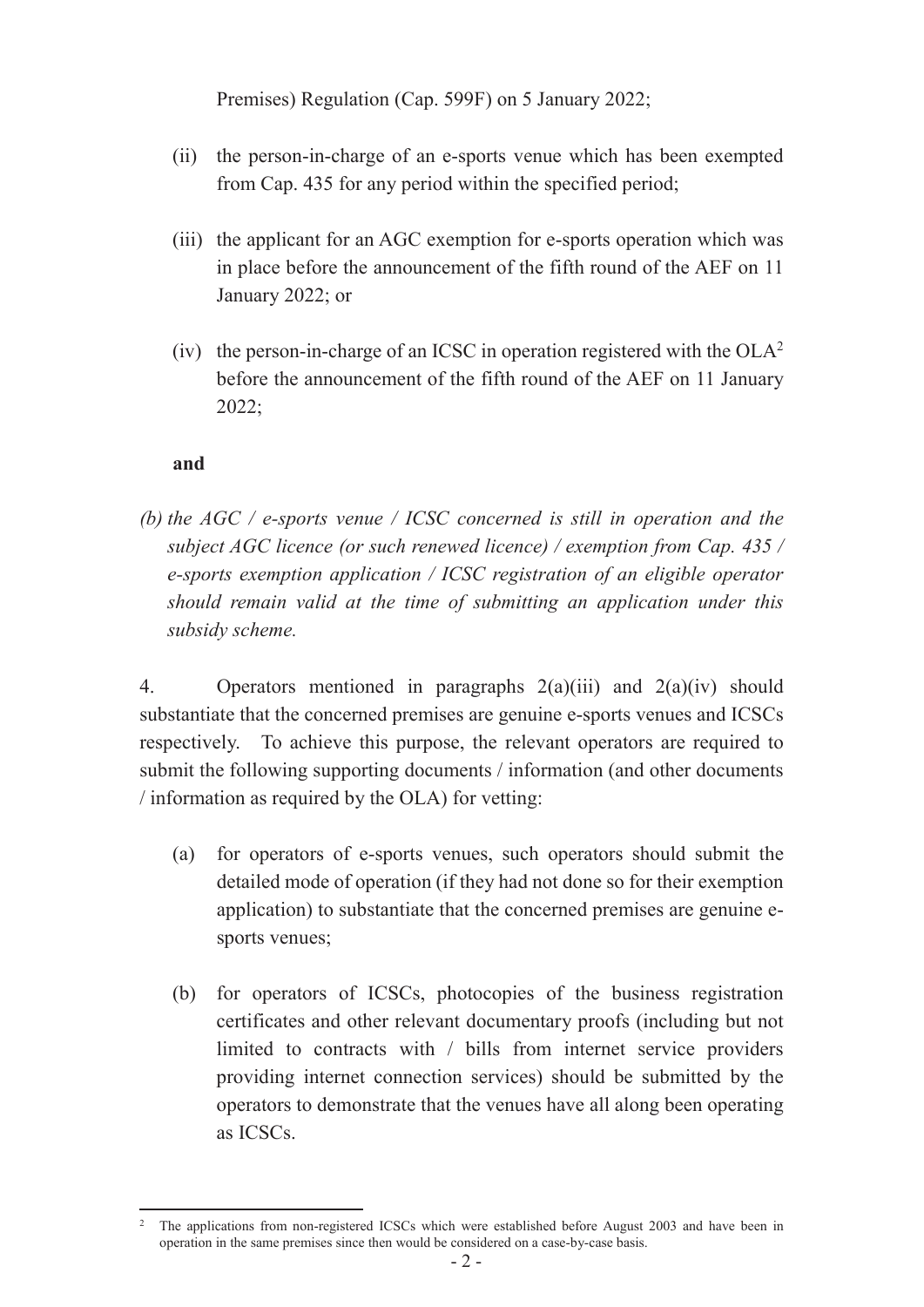Premises) Regulation (Cap. 599F) on 5 January 2022;

(ii) the person-in-charge of an e-sports venue which has been exempted from Cap. 435 for any period within the specified period;

(iii) the applicant for an AGC exemption for e-sports operation which was in place before the announcement of the fifth round of the AEF on 11 January 2022; or

(iv) the person-in-charge of an ICSC in operation registered with the OLA[2] before the announcement of the fifth round of the AEF on 11 January 2022;

**and**

*(b) the AGC / e-sports venue / ICSC concerned is still in operation and the subject AGC licence (or such renewed licence) / exemption from Cap. 435 / e-sports exemption application / ICSC registration of an eligible operator should remain valid at the time of submitting an application under this subsidy scheme.*

4. Operators mentioned in paragraphs 2(a)(iii) and 2(a)(iv) should substantiate that the concerned premises are genuine e-sports venues and ICSCs respectively. To achieve this purpose, the relevant operators are required to submit the following supporting documents / information (and other documents / information as required by the OLA) for vetting:

(a) for operators of e-sports venues, such operators should submit the detailed mode of operation (if they had not done so for their exemption application) to substantiate that the concerned premises are genuine e-sports venues;

(b) for operators of ICSCs, photocopies of the business registration certificates and other relevant documentary proofs (including but not limited to contracts with / bills from internet service providers providing internet connection services) should be submitted by the operators to demonstrate that the venues have all along been operating as ICSCs.

[2] The applications from non-registered ICSCs which were established before August 2003 and have been in operation in the same premises since then would be considered on a case-by-case basis.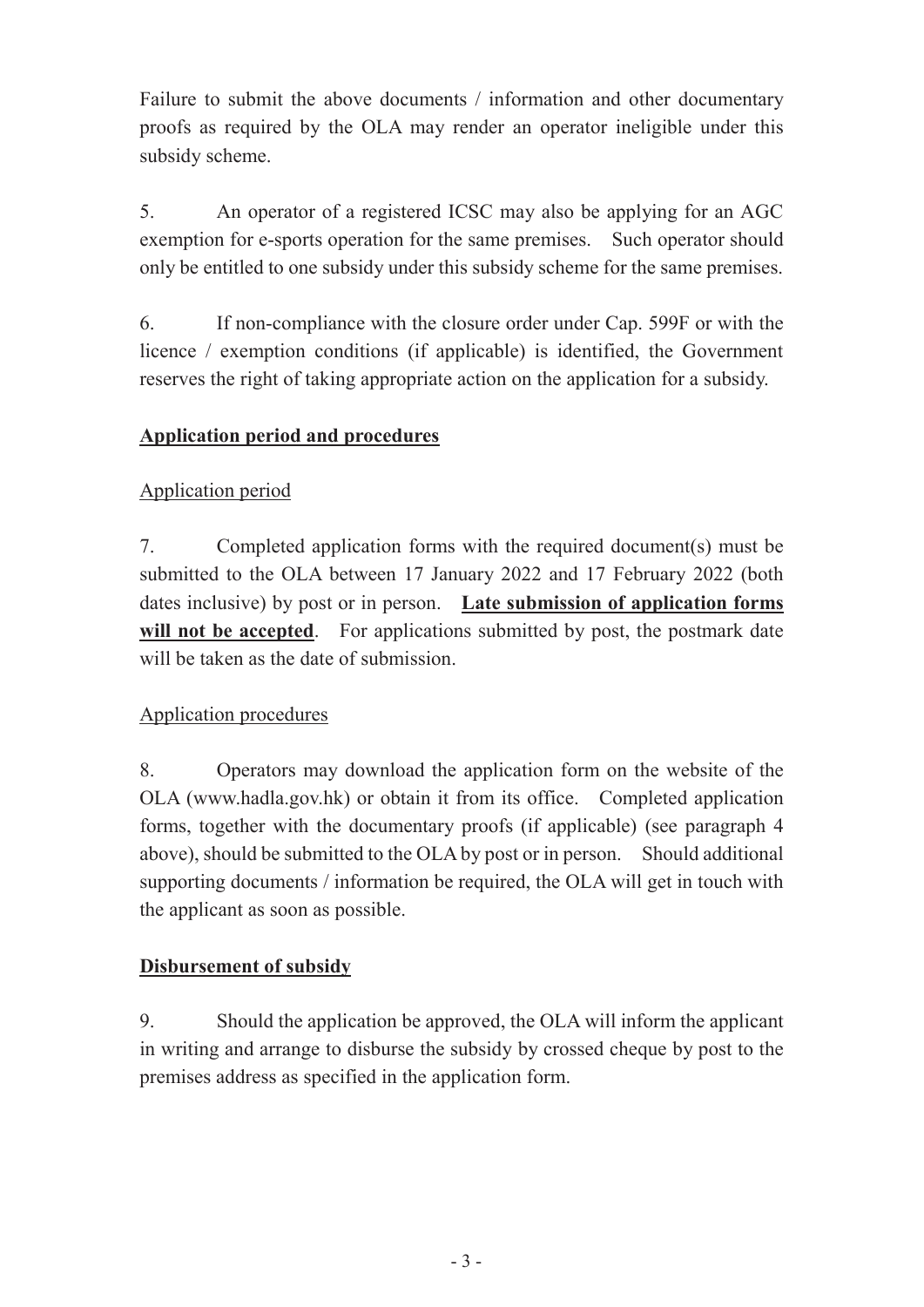Failure to submit the above documents / information and other documentary proofs as required by the OLA may render an operator ineligible under this subsidy scheme.

5. An operator of a registered ICSC may also be applying for an AGC exemption for e-sports operation for the same premises. Such operator should only be entitled to one subsidy under this subsidy scheme for the same premises.

6. If non-compliance with the closure order under Cap. 599F or with the licence / exemption conditions (if applicable) is identified, the Government reserves the right of taking appropriate action on the application for a subsidy.

## Application period and procedures

### Application period

7. Completed application forms with the required document(s) must be submitted to the OLA between 17 January 2022 and 17 February 2022 (both dates inclusive) by post or in person. **Late submission of application forms will not be accepted**. For applications submitted by post, the postmark date will be taken as the date of submission.

### Application procedures

8. Operators may download the application form on the website of the OLA (www.hadla.gov.hk) or obtain it from its office. Completed application forms, together with the documentary proofs (if applicable) (see paragraph 4 above), should be submitted to the OLA by post or in person. Should additional supporting documents / information be required, the OLA will get in touch with the applicant as soon as possible.

## Disbursement of subsidy

9. Should the application be approved, the OLA will inform the applicant in writing and arrange to disburse the subsidy by crossed cheque by post to the premises address as specified in the application form.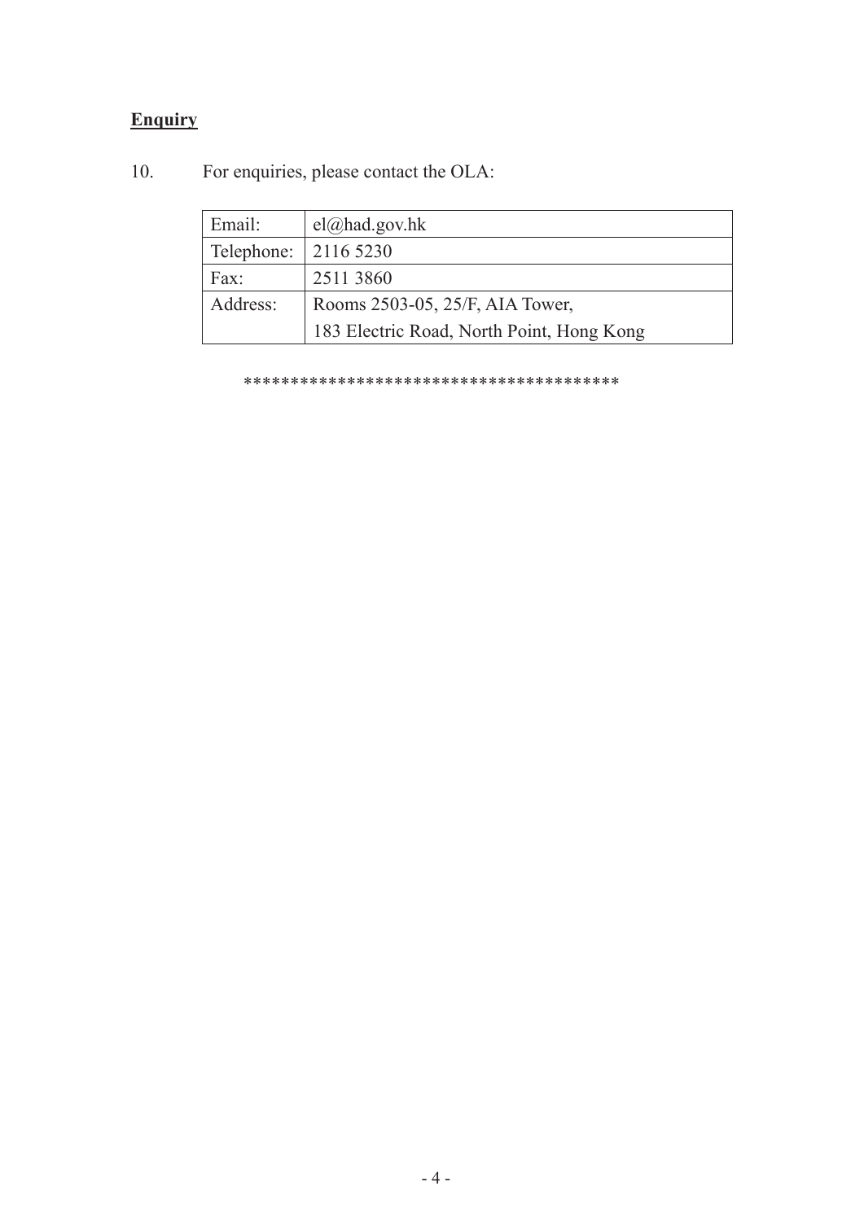**Enquiry**

10. For enquiries, please contact the OLA:

| | |
|---|---|
| Email: | el@had.gov.hk |
| Telephone: | 2116 5230 |
| Fax: | 2511 3860 |
| Address: | Rooms 2503-05, 25/F, AIA Tower, 183 Electric Road, North Point, Hong Kong |

****************************************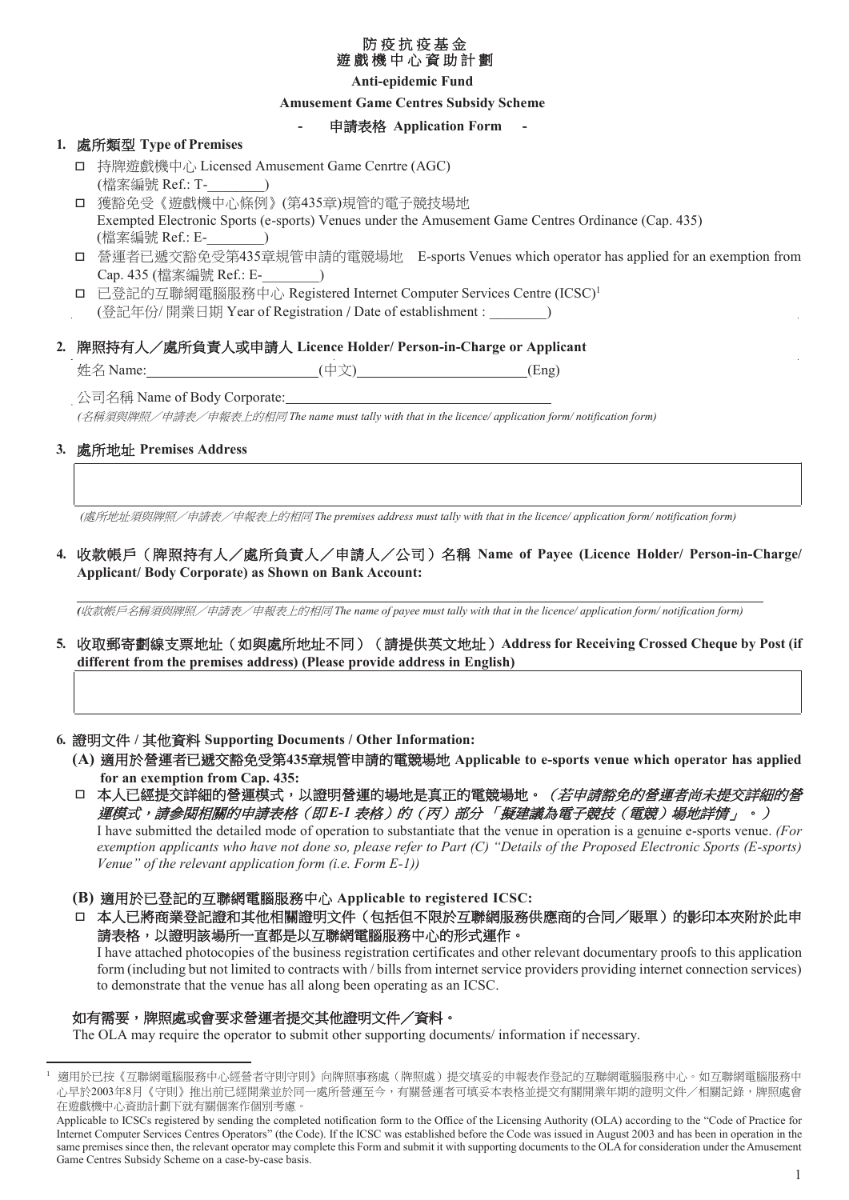# 防疫抗疫基金
# 遊戲機中心資助計劃

**Anti-epidemic Fund**

**Amusement Game Centres Subsidy Scheme**

**- 申請表格 Application Form -**

**1. 處所類型 Type of Premises**

- □ 持牌遊戲機中心 Licensed Amusement Game Cenrtre (AGC)
  (檔案編號 Ref.: T-________)
- □ 獲豁免受《遊戲機中心條例》(第435章)規管的電子競技場地
  Exempted Electronic Sports (e-sports) Venues under the Amusement Game Centres Ordinance (Cap. 435)
  (檔案編號 Ref.: E-________)
- □ 營運者已遞交豁免受第435章規管申請的電競場地 E-sports Venues which operator has applied for an exemption from Cap. 435 (檔案編號 Ref.: E-________)
- □ 已登記的互聯網電腦服務中心 Registered Internet Computer Services Centre (ICSC)[1]
  (登記年份/ 開業日期 Year of Registration / Date of establishment : ________)

**2. 牌照持有人／處所負責人或申請人 Licence Holder/ Person-in-Charge or Applicant**

姓名 Name:________________________(中文)________________________(Eng)

公司名稱 Name of Body Corporate:________________________________________

*(名稱須與牌照／申請表／申報表上的相同 The name must tally with that in the licence/ application form/ notification form)*

**3. 處所地址 Premises Address**

________________________________________

*(處所地址須與牌照／申請表／申報表上的相同 The premises address must tally with that in the licence/ application form/ notification form)*

**4. 收款帳戶（牌照持有人／處所負責人／申請人／公司）名稱 Name of Payee (Licence Holder/ Person-in-Charge/ Applicant/ Body Corporate) as Shown on Bank Account:**

________________________________________

*(收款帳戶名稱須與牌照／申請表／申報表上的相同 The name of payee must tally with that in the licence/ application form/ notification form)*

**5. 收取郵寄劃線支票地址（如與處所地址不同）（請提供英文地址）Address for Receiving Crossed Cheque by Post (if different from the premises address) (Please provide address in English)**

________________________________________

**6. 證明文件 / 其他資料 Supporting Documents / Other Information:**

**(A) 適用於營運者已遞交豁免受第435章規管申請的電競場地 Applicable to e-sports venue which operator has applied for an exemption from Cap. 435:**

□ **本人已經提交詳細的營運模式，以證明營運的場地是真正的電競場地。***（若申請豁免的營運者尚未提交詳細的營運模式，請參閱相關的申請表格（即E-1 表格）的（丙）部分 「擬建議為電子競技（電競）場地詳情」。）*
I have submitted the detailed mode of operation to substantiate that the venue in operation is a genuine e-sports venue. *(For exemption applicants who have not done so, please refer to Part (C) "Details of the Proposed Electronic Sports (E-sports) Venue" of the relevant application form (i.e. Form E-1))*

**(B) 適用於已登記的互聯網電腦服務中心 Applicable to registered ICSC:**

□ **本人已將商業登記證和其他相關證明文件（包括但不限於互聯網服務供應商的合同／賬單）的影印本夾附於此申請表格，以證明該場所一直都是以互聯網電腦服務中心的形式運作。**
I have attached photocopies of the business registration certificates and other relevant documentary proofs to this application form (including but not limited to contracts with / bills from internet service providers providing internet connection services) to demonstrate that the venue has all along been operating as an ICSC.

**如有需要，牌照處或會要求營運者提交其他證明文件／資料。**
The OLA may require the operator to submit other supporting documents/ information if necessary.

---

[1] 適用於已按《互聯網電腦服務中心經營者守則守則》向牌照事務處（牌照處）提交填妥的申報表作登記的互聯網電腦服務中心。如互聯網電腦服務中心早於2003年8月《守則》推出前已經開業並於同一處所營運至今，有關營運者可填妥本表格並提交有關開業年期的證明文件／相關記錄，牌照處會在遊戲機中心資助計劃下就有關個案作個別考慮。
Applicable to ICSCs registered by sending the completed notification form to the Office of the Licensing Authority (OLA) according to the "Code of Practice for Internet Computer Services Centres Operators" (the Code). If the ICSC was established before the Code was issued in August 2003 and has been in operation in the same premises since then, the relevant operator may complete this Form and submit it with supporting documents to the OLA for consideration under the Amusement Game Centres Subsidy Scheme on a case-by-case basis.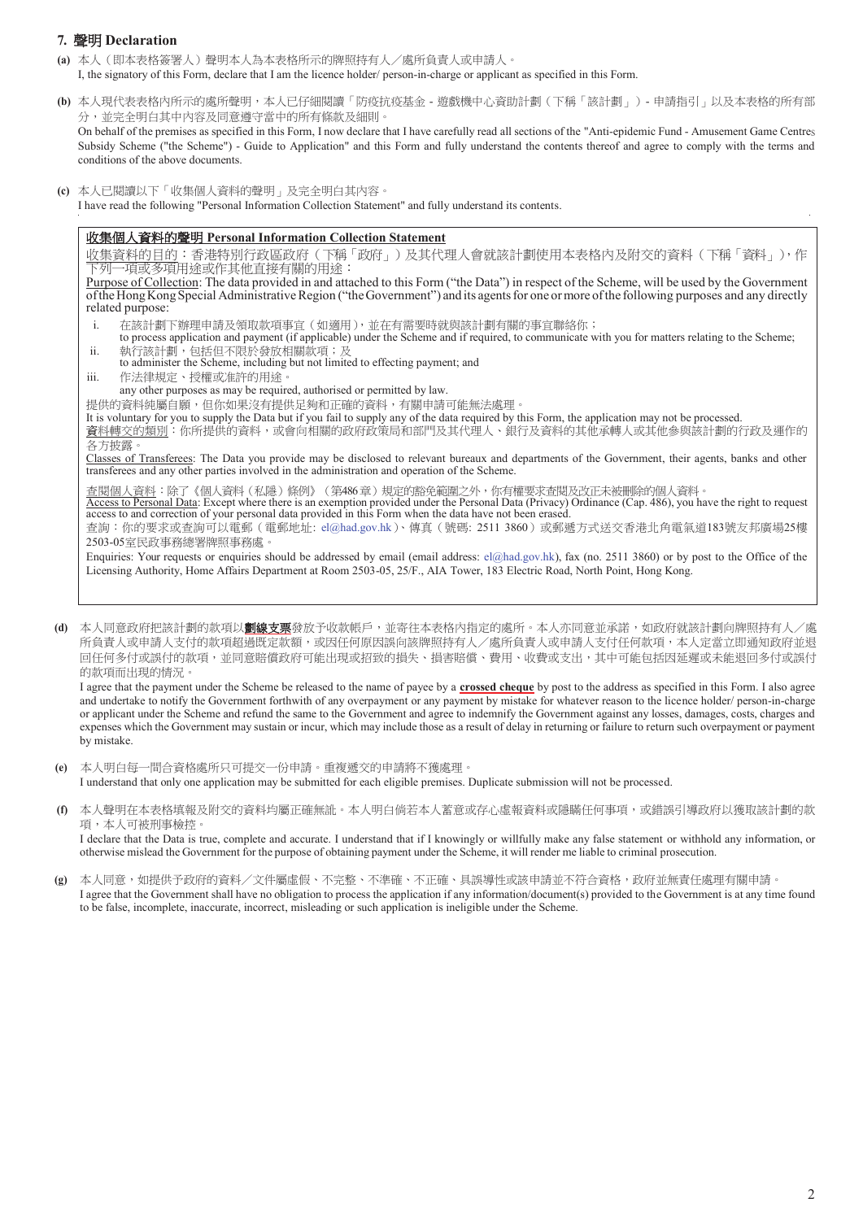## 7. 聲明 Declaration

**(a)** 本人（即本表格簽署人）聲明本人為本表格所示的牌照持有人／處所負責人或申請人。
I, the signatory of this Form, declare that I am the licence holder/ person-in-charge or applicant as specified in this Form.

**(b)** 本人現代表表格內所示的處所聲明，本人已仔細閱讀「防疫抗疫基金 - 遊戲機中心資助計劃（下稱「該計劃」）- 申請指引」以及本表格的所有部分，並完全明白其中內容及同意遵守當中的所有條款及細則。
On behalf of the premises as specified in this Form, I now declare that I have carefully read all sections of the "Anti-epidemic Fund - Amusement Game Centres Subsidy Scheme ("the Scheme") - Guide to Application" and this Form and fully understand the contents thereof and agree to comply with the terms and conditions of the above documents.

**(c)** 本人已閱讀以下「收集個人資料的聲明」及完全明白其內容。
I have read the following "Personal Information Collection Statement" and fully understand its contents.

> **收集個人資料的聲明 Personal Information Collection Statement**
>
> 收集資料的目的：香港特別行政區政府（下稱「政府」）及其代理人會就該計劃使用本表格內及附交的資料（下稱「資料」），作下列一項或多項用途或作其他直接有關的用途：
> Purpose of Collection: The data provided in and attached to this Form ("the Data") in respect of the Scheme, will be used by the Government of the Hong Kong Special Administrative Region ("the Government") and its agents for one or more of the following purposes and any directly related purpose:
>
> i. 在該計劃下辦理申請及領取款項事宜（如適用），並在有需要時就與該計劃有關的事宜聯絡你；
> to process application and payment (if applicable) under the Scheme and if required, to communicate with you for matters relating to the Scheme;
>
> ii. 執行該計劃，包括但不限於發放相關款項；及
> to administer the Scheme, including but not limited to effecting payment; and
>
> iii. 作法律規定、授權或准許的用途。
> any other purposes as may be required, authorised or permitted by law.
>
> 提供的資料純屬自願，但你如果沒有提供足夠和正確的資料，有關申請可能無法處理。
> It is voluntary for you to supply the Data but if you fail to supply any of the data required by this Form, the application may not be processed.
>
> 資料轉交的類別：你所提供的資料，或會向相關的政府政策局和部門及其代理人、銀行及資料的其他承轉人或其他參與該計劃的行政及運作的各方披露。
> Classes of Transferees: The Data you provide may be disclosed to relevant bureaux and departments of the Government, their agents, banks and other transferees and any other parties involved in the administration and operation of the Scheme.
>
> 查閱個人資料：除了《個人資料（私隱）條例》（第486章）規定的豁免範圍之外，你有權要求查閱及改正未被刪除的個人資料。
> Access to Personal Data: Except where there is an exemption provided under the Personal Data (Privacy) Ordinance (Cap. 486), you have the right to request access to and correction of your personal data provided in this Form when the data have not been erased.
>
> 查詢：你的要求或查詢可以電郵（電郵地址: el@had.gov.hk）、傳真（號碼: 2511 3860）或郵遞方式送交香港北角電氣道183號友邦廣場25樓2503-05室民政事務總署牌照事務處。
> Enquiries: Your requests or enquiries should be addressed by email (email address: el@had.gov.hk), fax (no. 2511 3860) or by post to the Office of the Licensing Authority, Home Affairs Department at Room 2503-05, 25/F., AIA Tower, 183 Electric Road, North Point, Hong Kong.

**(d)** 本人同意政府把該計劃的款項以**劃線支票**發放予收款帳戶，並寄往本表格內指定的處所。本人亦同意並承諾，如政府就該計劃向牌照持有人／處所負責人或申請人支付的款項超過既定款額，或因任何原因誤向該牌照持有人／處所負責人或申請人支付任何款項，本人定當立即通知政府並退回任何多付或誤付的款項，並同意賠償政府可能出現或招致的損失、損害賠償、費用、收費或支出，其中可能包括因延遲或未能退回多付或誤付的款項而出現的情況。
I agree that the payment under the Scheme be released to the name of payee by a **crossed cheque** by post to the address as specified in this Form. I also agree and undertake to notify the Government forthwith of any overpayment or any payment by mistake for whatever reason to the licence holder/ person-in-charge or applicant under the Scheme and refund the same to the Government and agree to indemnify the Government against any losses, damages, costs, charges and expenses which the Government may sustain or incur, which may include those as a result of delay in returning or failure to return such overpayment or payment by mistake.

**(e)** 本人明白每一間合資格處所只可提交一份申請。重複遞交的申請將不獲處理。
I understand that only one application may be submitted for each eligible premises. Duplicate submission will not be processed.

**(f)** 本人聲明在本表格填報及附交的資料均屬正確無訛。本人明白倘若本人蓄意或存心虛報資料或隱瞞任何事項，或錯誤引導政府以獲取該計劃的款項，本人可被刑事檢控。
I declare that the Data is true, complete and accurate. I understand that if I knowingly or willfully make any false statement or withhold any information, or otherwise mislead the Government for the purpose of obtaining payment under the Scheme, it will render me liable to criminal prosecution.

**(g)** 本人同意，如提供予政府的資料／文件屬虛假、不完整、不準確、不正確、具誤導性或該申請並不符合資格，政府並無責任處理有關申請。
I agree that the Government shall have no obligation to process the application if any information/document(s) provided to the Government is at any time found to be false, incomplete, inaccurate, incorrect, misleading or such application is ineligible under the Scheme.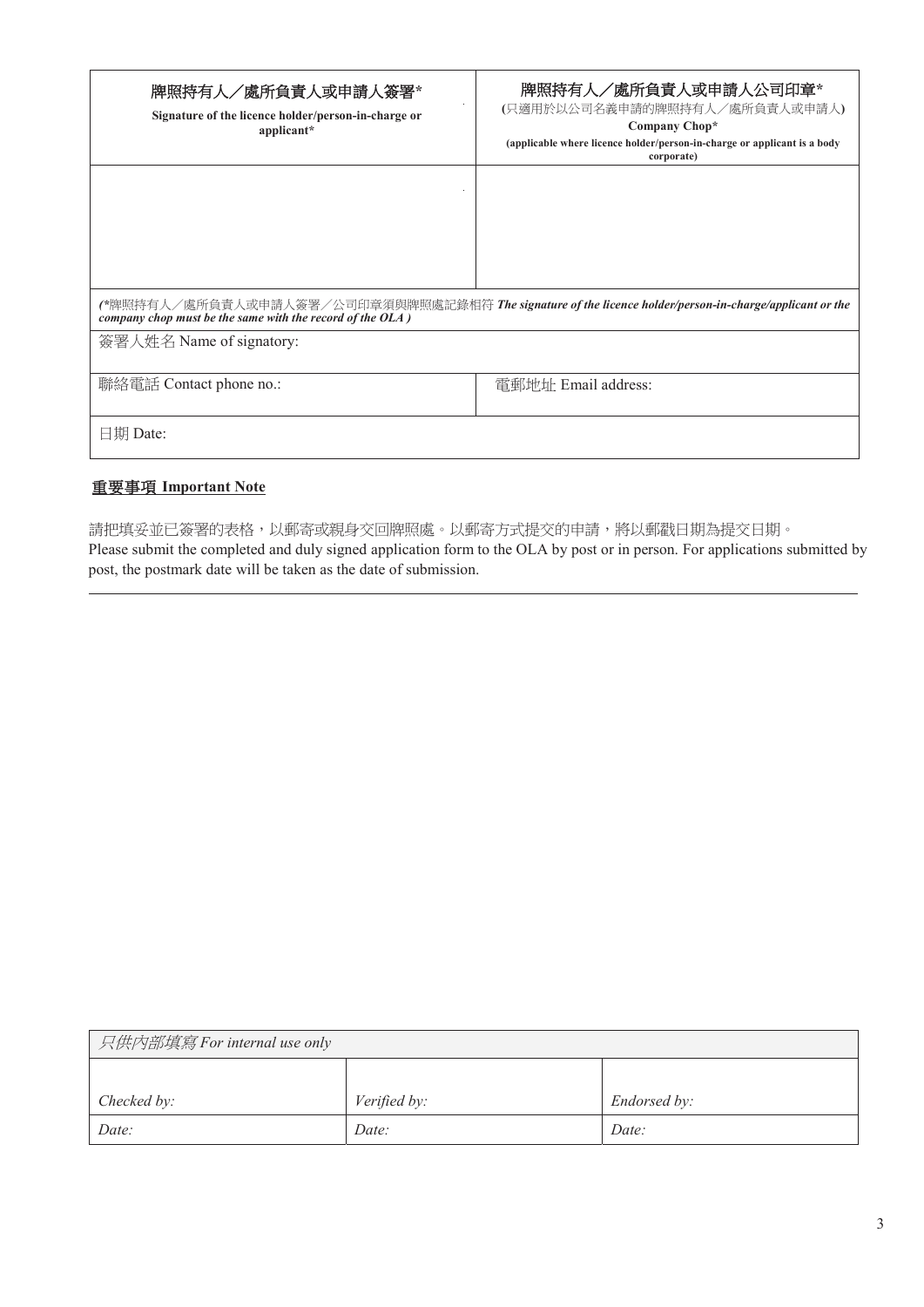| 牌照持有人／處所負責人或申請人簽署*<br>**Signature of the licence holder/person-in-charge or applicant*** | 牌照持有人／處所負責人或申請人公司印章*<br>(只適用於以公司名義申請的牌照持有人／處所負責人或申請人)<br>**Company Chop***<br>**(applicable where licence holder/person-in-charge or applicant is a body corporate)** |
|---|---|
| | |
| *(*牌照持有人／處所負責人或申請人簽署／公司印章須與牌照處記錄相符 **The signature of the licence holder/person-in-charge/applicant or the company chop must be the same with the record of the OLA** )* | |
| 簽署人姓名 Name of signatory: | |
| 聯絡電話 Contact phone no.: | 電郵地址 Email address: |
| 日期 Date: | |

## 重要事項 Important Note

請把填妥並已簽署的表格，以郵寄或親身交回牌照處。以郵寄方式提交的申請，將以郵戳日期為提交日期。
Please submit the completed and duly signed application form to the OLA by post or in person. For applications submitted by post, the postmark date will be taken as the date of submission.

| *只供內部填寫 For internal use only* | | |
|---|---|---|
| *Checked by:* | *Verified by:* | *Endorsed by:* |
| *Date:* | *Date:* | *Date:* |